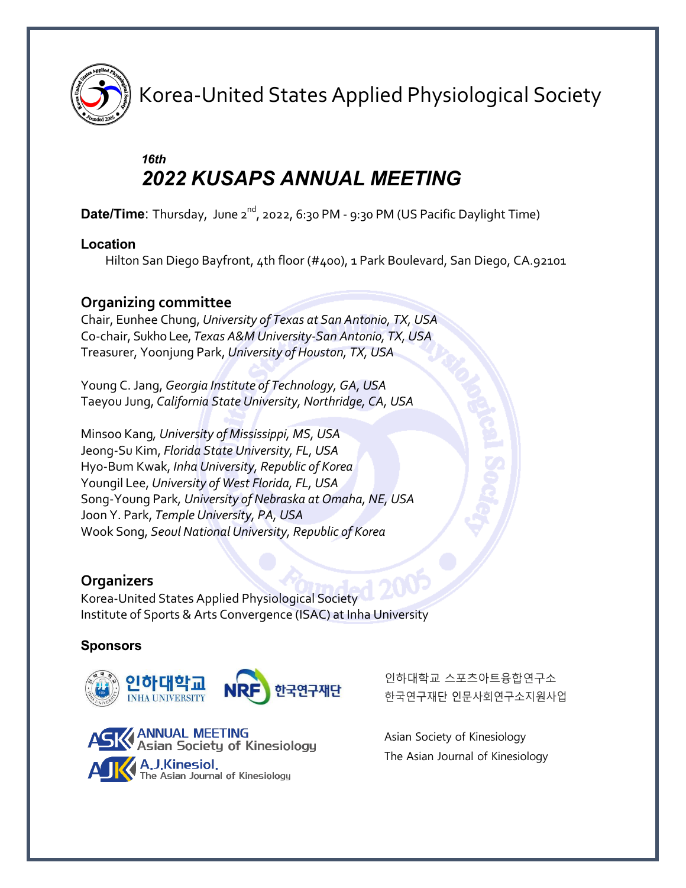# Korea-United States Applied Physiological Society

*16th*

## *2022 KUSAPS ANNUAL MEETING*

**Date/Time**: Thursday, June 2nd, 2022, 6:30 PM - 9:30 PM (US Pacific Daylight Time)

**Location**

Hilton San Diego Bayfront, 4th floor (#400), 1 Park Boulevard, San Diego, CA.92101

### Organizing committee

Chair, Eunhee Chung, *University of Texas at San Antonio, TX, USA*
Co-chair, Sukho Lee, *Texas A&M University-San Antonio, TX, USA*
Treasurer, Yoonjung Park, *University of Houston, TX, USA*

Young C. Jang, *Georgia Institute of Technology, GA, USA*
Taeyou Jung, *California State University, Northridge, CA, USA*

Minsoo Kang, *University of Mississippi, MS, USA*
Jeong-Su Kim, *Florida State University, FL, USA*
Hyo-Bum Kwak, *Inha University, Republic of Korea*
Youngil Lee, *University of West Florida, FL, USA*
Song-Young Park, *University of Nebraska at Omaha, NE, USA*
Joon Y. Park, *Temple University, PA, USA*
Wook Song, *Seoul National University, Republic of Korea*

### Organizers

Korea-United States Applied Physiological Society
Institute of Sports & Arts Convergence (ISAC) at Inha University

### Sponsors

인하대학교 INHA UNIVERSITY

NRF 한국연구재단

인하대학교 스포츠아트융합연구소
한국연구재단 인문사회연구소지원사업

ASK ANNUAL MEETING Asian Society of Kinesiology

AJK A.J.Kinesiol. The Asian Journal of Kinesiology

Asian Society of Kinesiology
The Asian Journal of Kinesiology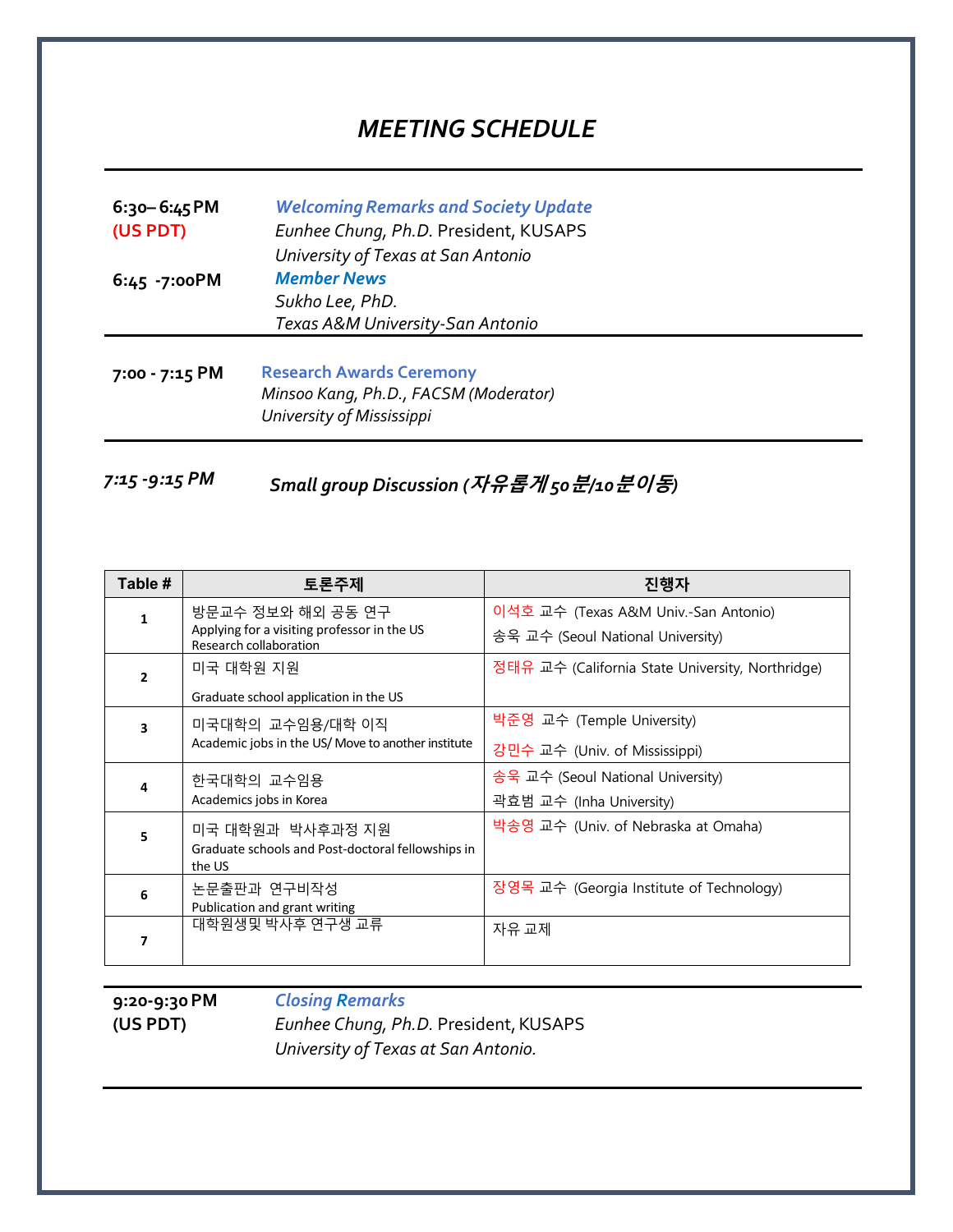# *MEETING SCHEDULE*

**6:30– 6:45 PM**
**(US PDT)**

***Welcoming Remarks and Society Update***
*Eunhee Chung, Ph.D.* President, KUSAPS
*University of Texas at San Antonio*

**6:45 -7:00PM**

***Member News***
*Sukho Lee, PhD.*
*Texas A&M University-San Antonio*

---

**7:00 - 7:15 PM**

**Research Awards Ceremony**
*Minsoo Kang, Ph.D., FACSM (Moderator)*
*University of Mississippi*

---

***7:15 -9:15 PM***

***Small group Discussion (자유롭게 50분/10분 이동)***

| Table # | 토론주제 | 진행자 |
|---|---|---|
| 1 | 방문교수 정보와 해외 공동 연구<br>Applying for a visiting professor in the US<br>Research collaboration | 이석호 교수 (Texas A&M Univ.-San Antonio)<br>송욱 교수 (Seoul National University) |
| 2 | 미국 대학원 지원<br>Graduate school application in the US | 정태유 교수 (California State University, Northridge) |
| 3 | 미국대학의 교수임용/대학 이직<br>Academic jobs in the US/ Move to another institute | 박준영 교수 (Temple University)<br>강민수 교수 (Univ. of Mississippi) |
| 4 | 한국대학의 교수임용<br>Academics jobs in Korea | 송욱 교수 (Seoul National University)<br>곽효범 교수 (Inha University) |
| 5 | 미국 대학원과 박사후과정 지원<br>Graduate schools and Post-doctoral fellowships in the US | 박송영 교수 (Univ. of Nebraska at Omaha) |
| 6 | 논문출판과 연구비작성<br>Publication and grant writing | 장영목 교수 (Georgia Institute of Technology) |
| 7 | 대학원생및 박사후 연구생 교류 | 자유 교제 |

---

**9:20-9:30 PM**
**(US PDT)**

***Closing Remarks***
*Eunhee Chung, Ph.D.* President, KUSAPS
*University of Texas at San Antonio.*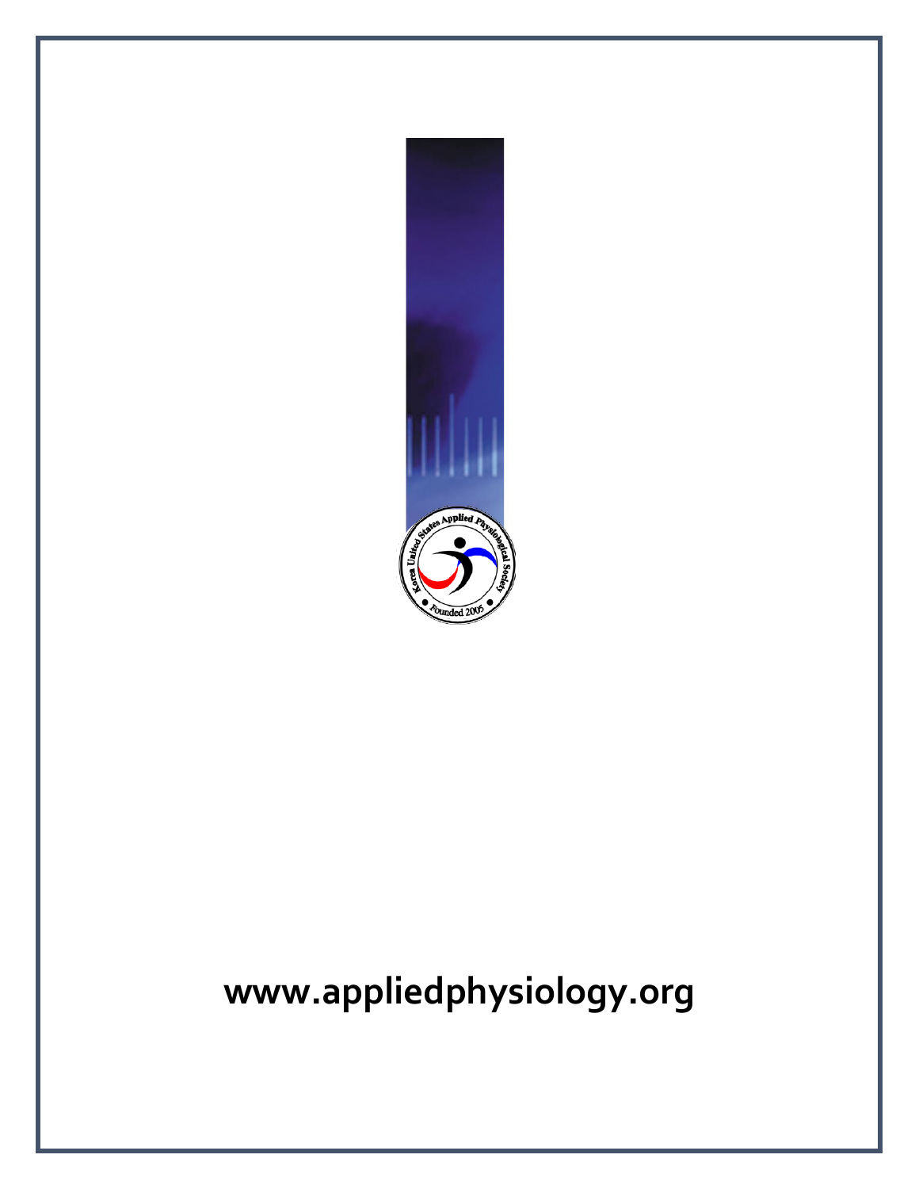**www.appliedphysiology.org**